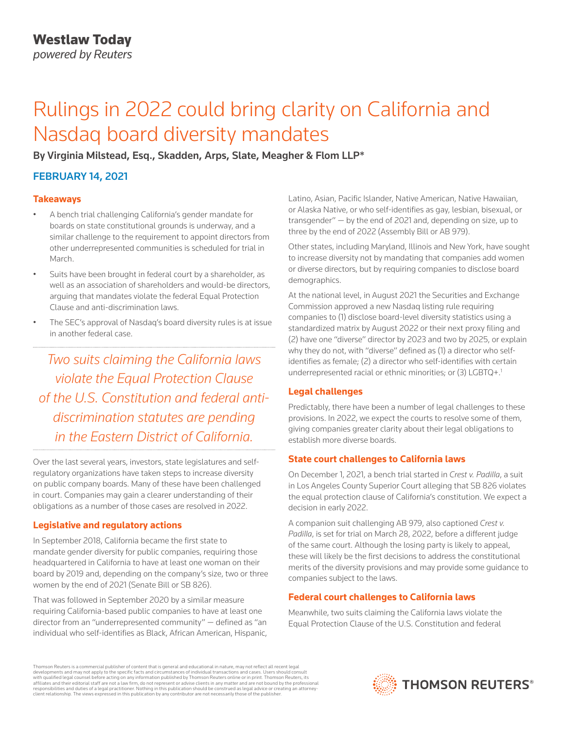Westlaw Today
*powered by Reuters*

# Rulings in 2022 could bring clarity on California and Nasdaq board diversity mandates

**By Virginia Milstead, Esq., Skadden, Arps, Slate, Meagher & Flom LLP***

**FEBRUARY 14, 2021**

### Takeaways

- A bench trial challenging California's gender mandate for boards on state constitutional grounds is underway, and a similar challenge to the requirement to appoint directors from other underrepresented communities is scheduled for trial in March.
- Suits have been brought in federal court by a shareholder, as well as an association of shareholders and would-be directors, arguing that mandates violate the federal Equal Protection Clause and anti-discrimination laws.
- The SEC's approval of Nasdaq's board diversity rules is at issue in another federal case.

*Two suits claiming the California laws violate the Equal Protection Clause of the U.S. Constitution and federal anti-discrimination statutes are pending in the Eastern District of California.*

Over the last several years, investors, state legislatures and self-regulatory organizations have taken steps to increase diversity on public company boards. Many of these have been challenged in court. Companies may gain a clearer understanding of their obligations as a number of those cases are resolved in 2022.

### Legislative and regulatory actions

In September 2018, California became the first state to mandate gender diversity for public companies, requiring those headquartered in California to have at least one woman on their board by 2019 and, depending on the company's size, two or three women by the end of 2021 (Senate Bill or SB 826).

That was followed in September 2020 by a similar measure requiring California-based public companies to have at least one director from an "underrepresented community" — defined as "an individual who self-identifies as Black, African American, Hispanic, Latino, Asian, Pacific Islander, Native American, Native Hawaiian, or Alaska Native, or who self-identifies as gay, lesbian, bisexual, or transgender" — by the end of 2021 and, depending on size, up to three by the end of 2022 (Assembly Bill or AB 979).

Other states, including Maryland, Illinois and New York, have sought to increase diversity not by mandating that companies add women or diverse directors, but by requiring companies to disclose board demographics.

At the national level, in August 2021 the Securities and Exchange Commission approved a new Nasdaq listing rule requiring companies to (1) disclose board-level diversity statistics using a standardized matrix by August 2022 or their next proxy filing and (2) have one "diverse" director by 2023 and two by 2025, or explain why they do not, with "diverse" defined as (1) a director who self-identifies as female; (2) a director who self-identifies with certain underrepresented racial or ethnic minorities; or (3) LGBTQ+.[1]

### Legal challenges

Predictably, there have been a number of legal challenges to these provisions. In 2022, we expect the courts to resolve some of them, giving companies greater clarity about their legal obligations to establish more diverse boards.

### State court challenges to California laws

On December 1, 2021, a bench trial started in *Crest v. Padilla*, a suit in Los Angeles County Superior Court alleging that SB 826 violates the equal protection clause of California's constitution. We expect a decision in early 2022.

A companion suit challenging AB 979, also captioned *Crest v. Padilla*, is set for trial on March 28, 2022, before a different judge of the same court. Although the losing party is likely to appeal, these will likely be the first decisions to address the constitutional merits of the diversity provisions and may provide some guidance to companies subject to the laws.

### Federal court challenges to California laws

Meanwhile, two suits claiming the California laws violate the Equal Protection Clause of the U.S. Constitution and federal

Thomson Reuters is a commercial publisher of content that is general and educational in nature, may not reflect all recent legal developments and may not apply to the specific facts and circumstances of individual transactions and cases. Users should consult with qualified legal counsel before acting on any information published by Thomson Reuters online or in print. Thomson Reuters, its affiliates and their editorial staff are not a law firm, do not represent or advise clients in any matter and are not bound by the professional responsibilities and duties of a legal practitioner. Nothing in this publication should be construed as legal advice or creating an attorney-client relationship. The views expressed in this publication by any contributor are not necessarily those of the publisher.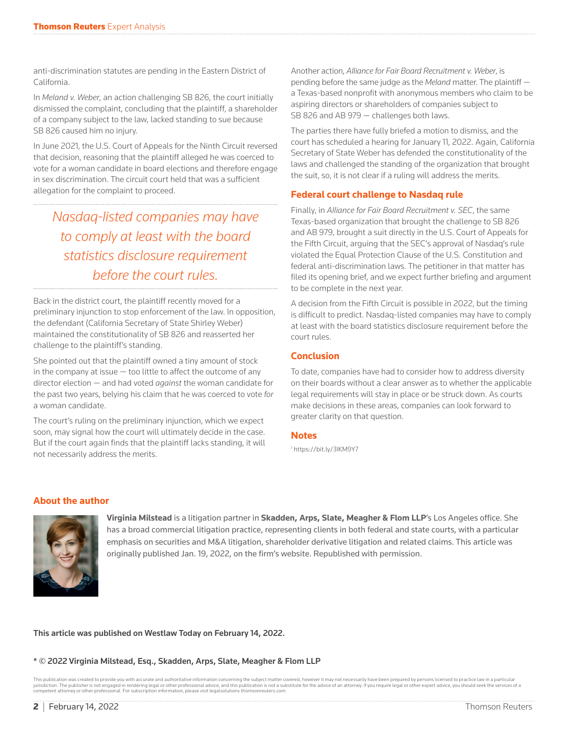anti-discrimination statutes are pending in the Eastern District of California.

In *Meland v. Weber*, an action challenging SB 826, the court initially dismissed the complaint, concluding that the plaintiff, a shareholder of a company subject to the law, lacked standing to sue because SB 826 caused him no injury.

In June 2021, the U.S. Court of Appeals for the Ninth Circuit reversed that decision, reasoning that the plaintiff alleged he was coerced to vote for a woman candidate in board elections and therefore engage in sex discrimination. The circuit court held that was a sufficient allegation for the complaint to proceed.

*Nasdaq-listed companies may have to comply at least with the board statistics disclosure requirement before the court rules.*

Back in the district court, the plaintiff recently moved for a preliminary injunction to stop enforcement of the law. In opposition, the defendant (California Secretary of State Shirley Weber) maintained the constitutionality of SB 826 and reasserted her challenge to the plaintiff's standing.

She pointed out that the plaintiff owned a tiny amount of stock in the company at issue — too little to affect the outcome of any director election — and had voted *against* the woman candidate for the past two years, belying his claim that he was coerced to vote *for* a woman candidate.

The court's ruling on the preliminary injunction, which we expect soon, may signal how the court will ultimately decide in the case. But if the court again finds that the plaintiff lacks standing, it will not necessarily address the merits.

Another action, *Alliance for Fair Board Recruitment v. Weber*, is pending before the same judge as the *Meland* matter. The plaintiff — a Texas-based nonprofit with anonymous members who claim to be aspiring directors or shareholders of companies subject to SB 826 and AB 979 — challenges both laws.

The parties there have fully briefed a motion to dismiss, and the court has scheduled a hearing for January 11, 2022. Again, California Secretary of State Weber has defended the constitutionality of the laws and challenged the standing of the organization that brought the suit, so, it is not clear if a ruling will address the merits.

## Federal court challenge to Nasdaq rule

Finally, in *Alliance for Fair Board Recruitment v. SEC*, the same Texas-based organization that brought the challenge to SB 826 and AB 979, brought a suit directly in the U.S. Court of Appeals for the Fifth Circuit, arguing that the SEC's approval of Nasdaq's rule violated the Equal Protection Clause of the U.S. Constitution and federal anti-discrimination laws. The petitioner in that matter has filed its opening brief, and we expect further briefing and argument to be complete in the next year.

A decision from the Fifth Circuit is possible in 2022, but the timing is difficult to predict. Nasdaq-listed companies may have to comply at least with the board statistics disclosure requirement before the court rules.

## Conclusion

To date, companies have had to consider how to address diversity on their boards without a clear answer as to whether the applicable legal requirements will stay in place or be struck down. As courts make decisions in these areas, companies can look forward to greater clarity on that question.

## Notes

[1] https://bit.ly/3lKM9Y7

## About the author

**Virginia Milstead** is a litigation partner in **Skadden, Arps, Slate, Meagher & Flom LLP**'s Los Angeles office. She has a broad commercial litigation practice, representing clients in both federal and state courts, with a particular emphasis on securities and M&A litigation, shareholder derivative litigation and related claims. This article was originally published Jan. 19, 2022, on the firm's website. Republished with permission.

**This article was published on Westlaw Today on February 14, 2022.**

**\* © 2022 Virginia Milstead, Esq., Skadden, Arps, Slate, Meagher & Flom LLP**

This publication was created to provide you with accurate and authoritative information concerning the subject matter covered, however it may not necessarily have been prepared by persons licensed to practice law in a particular jurisdiction. The publisher is not engaged in rendering legal or other professional advice, and this publication is not a substitute for the advice of an attorney. If you require legal or other expert advice, you should seek the services of a competent attorney or other professional. For subscription information, please visit legalsolutions.thomsonreuters.com.